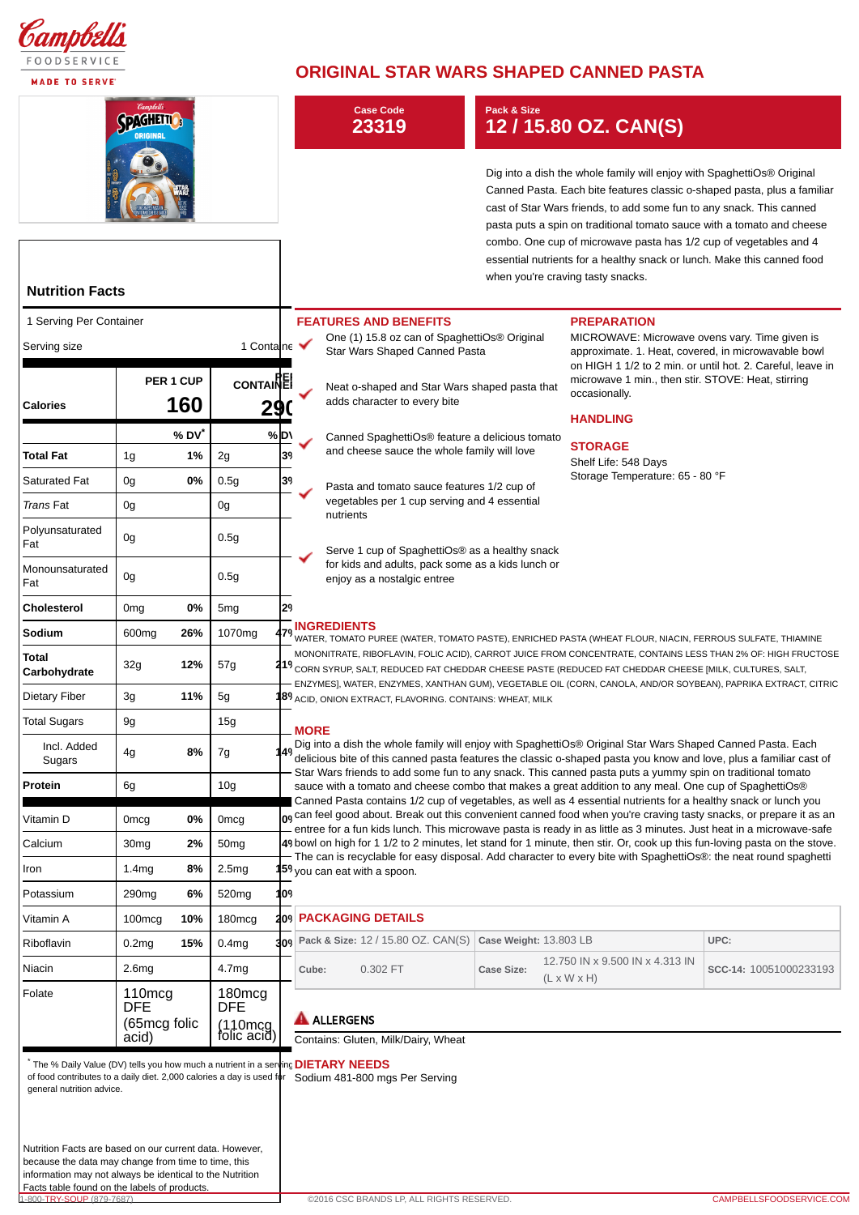Campbell's FOODSERVICE MADE TO SERVE

# ORIGINAL STAR WARS SHAPED CANNED PASTA

**Case Code**
**23319**

**Pack & Size**
**12 / 15.80 OZ. CAN(S)**

Dig into a dish the whole family will enjoy with SpaghettiOs® Original Canned Pasta. Each bite features classic o-shaped pasta, plus a familiar cast of Star Wars friends, to add some fun to any snack. This canned pasta puts a spin on traditional tomato sauce with a tomato and cheese combo. One cup of microwave pasta has 1/2 cup of vegetables and 4 essential nutrients for a healthy snack or lunch. Make this canned food when you're craving tasty snacks.

## Nutrition Facts

1 Serving Per Container

Serving size 1 Containe

| | PER 1 CUP | | PER CONTAINER | |
|---|---|---|---|---|
| **Calories** | **160** | | **290** | |
| | | **% DV*** | | **% DV** |
| **Total Fat** | 1g | **1%** | 2g | 3% |
| Saturated Fat | 0g | **0%** | 0.5g | 3% |
| *Trans* Fat | 0g | | 0g | |
| Polyunsaturated Fat | 0g | | 0.5g | |
| Monounsaturated Fat | 0g | | 0.5g | |
| **Cholesterol** | 0mg | **0%** | 5mg | 2% |
| **Sodium** | 600mg | **26%** | 1070mg | 47% |
| **Total Carbohydrate** | 32g | **12%** | 57g | 21% |
| Dietary Fiber | 3g | **11%** | 5g | 18% |
| Total Sugars | 9g | | 15g | |
| Incl. Added Sugars | 4g | **8%** | 7g | 14% |
| **Protein** | 6g | | 10g | |
| Vitamin D | 0mcg | **0%** | 0mcg | 0% |
| Calcium | 30mg | **2%** | 50mg | 4% |
| Iron | 1.4mg | **8%** | 2.5mg | 15% |
| Potassium | 290mg | **6%** | 520mg | 10% |
| Vitamin A | 100mcg | **10%** | 180mcg | 20% |
| Riboflavin | 0.2mg | **15%** | 0.4mg | 30% |
| Niacin | 2.6mg | | 4.7mg | |
| Folate | 110mcg DFE (65mcg folic acid) | | 180mcg DFE (110mcg folic acid) | |

* The % Daily Value (DV) tells you how much a nutrient in a serving of food contributes to a daily diet. 2,000 calories a day is used for general nutrition advice.

Nutrition Facts are based on our current data. However, because the data may change from time to time, this information may not always be identical to the Nutrition Facts table found on the labels of products.

## FEATURES AND BENEFITS

- One (1) 15.8 oz can of SpaghettiOs® Original Star Wars Shaped Canned Pasta
- Neat o-shaped and Star Wars shaped pasta that adds character to every bite
- Canned SpaghettiOs® feature a delicious tomato and cheese sauce the whole family will love
- Pasta and tomato sauce features 1/2 cup of vegetables per 1 cup serving and 4 essential nutrients
- Serve 1 cup of SpaghettiOs® as a healthy snack for kids and adults, pack some as a kids lunch or enjoy as a nostalgic entree

## PREPARATION

MICROWAVE: Microwave ovens vary. Time given is approximate. 1. Heat, covered, in microwavable bowl on HIGH 1 1/2 to 2 min. or until hot. 2. Careful, leave in microwave 1 min., then stir. STOVE: Heat, stirring occasionally.

## HANDLING

## STORAGE

Shelf Life: 548 Days
Storage Temperature: 65 - 80 °F

## INGREDIENTS

WATER, TOMATO PUREE (WATER, TOMATO PASTE), ENRICHED PASTA (WHEAT FLOUR, NIACIN, FERROUS SULFATE, THIAMINE MONONITRATE, RIBOFLAVIN, FOLIC ACID), CARROT JUICE FROM CONCENTRATE, CONTAINS LESS THAN 2% OF: HIGH FRUCTOSE CORN SYRUP, SALT, REDUCED FAT CHEDDAR CHEESE PASTE (REDUCED FAT CHEDDAR CHEESE [MILK, CULTURES, SALT, ENZYMES], WATER, ENZYMES, XANTHAN GUM), VEGETABLE OIL (CORN, CANOLA, AND/OR SOYBEAN), PAPRIKA EXTRACT, CITRIC ACID, ONION EXTRACT, FLAVORING. CONTAINS: WHEAT, MILK

## MORE

Dig into a dish the whole family will enjoy with SpaghettiOs® Original Star Wars Shaped Canned Pasta. Each delicious bite of this canned pasta features the classic o-shaped pasta you know and love, plus a familiar cast of Star Wars friends to add some fun to any snack. This canned pasta puts a yummy spin on traditional tomato sauce with a tomato and cheese combo that makes a great addition to any meal. One cup of SpaghettiOs® Canned Pasta contains 1/2 cup of vegetables, as well as 4 essential nutrients for a healthy snack or lunch you can feel good about. Break out this convenient canned food when you're craving tasty snacks, or prepare it as an entree for a fun kids lunch. This microwave pasta is ready in as little as 3 minutes. Just heat in a microwave-safe bowl on high for 1 1/2 to 2 minutes, let stand for 1 minute, then stir. Or, cook up this fun-loving pasta on the stove. The can is recyclable for easy disposal. Add character to every bite with SpaghettiOs®: the neat round spaghetti you can eat with a spoon.

## PACKAGING DETAILS

| **Pack & Size:** 12 / 15.80 OZ. CAN(S) | **Case Weight:** 13.803 LB | | **UPC:** |
|---|---|---|---|
| **Cube:** 0.302 FT | **Case Size:** | 12.750 IN x 9.500 IN x 4.313 IN (L x W x H) | **SCC-14:** 10051000233193 |

## ALLERGENS

Contains: Gluten, Milk/Dairy, Wheat

## DIETARY NEEDS

Sodium 481-800 mgs Per Serving

1-800-TRY-SOUP (879-7687) ©2016 CSC BRANDS LP, ALL RIGHTS RESERVED. CAMPBELLSFOODSERVICE.COM